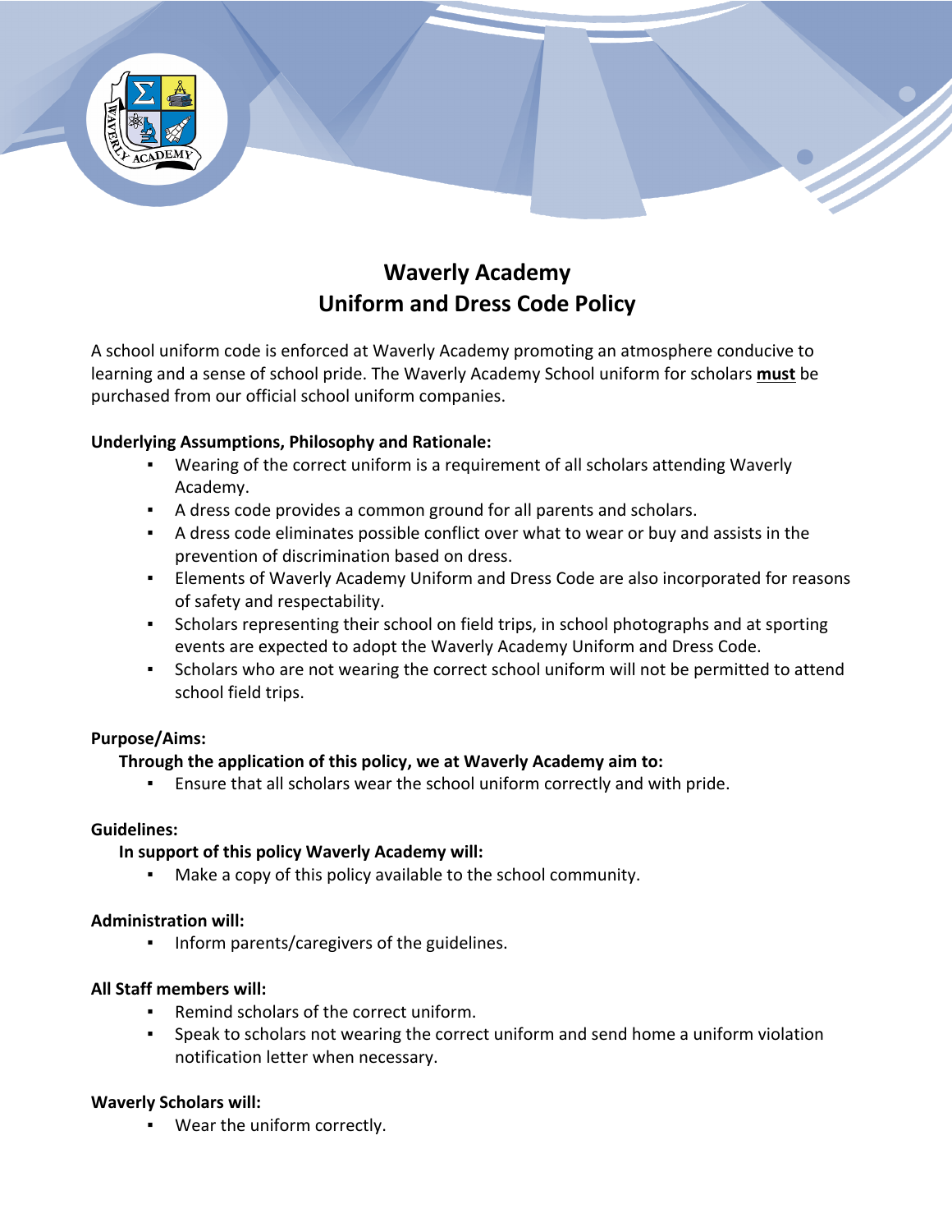# Waverly Academy
# Uniform and Dress Code Policy

A school uniform code is enforced at Waverly Academy promoting an atmosphere conducive to learning and a sense of school pride. The Waverly Academy School uniform for scholars **must** be purchased from our official school uniform companies.

**Underlying Assumptions, Philosophy and Rationale:**

- Wearing of the correct uniform is a requirement of all scholars attending Waverly Academy.
- A dress code provides a common ground for all parents and scholars.
- A dress code eliminates possible conflict over what to wear or buy and assists in the prevention of discrimination based on dress.
- Elements of Waverly Academy Uniform and Dress Code are also incorporated for reasons of safety and respectability.
- Scholars representing their school on field trips, in school photographs and at sporting events are expected to adopt the Waverly Academy Uniform and Dress Code.
- Scholars who are not wearing the correct school uniform will not be permitted to attend school field trips.

**Purpose/Aims:**

**Through the application of this policy, we at Waverly Academy aim to:**

- Ensure that all scholars wear the school uniform correctly and with pride.

**Guidelines:**

**In support of this policy Waverly Academy will:**

- Make a copy of this policy available to the school community.

**Administration will:**

- Inform parents/caregivers of the guidelines.

**All Staff members will:**

- Remind scholars of the correct uniform.
- Speak to scholars not wearing the correct uniform and send home a uniform violation notification letter when necessary.

**Waverly Scholars will:**

- Wear the uniform correctly.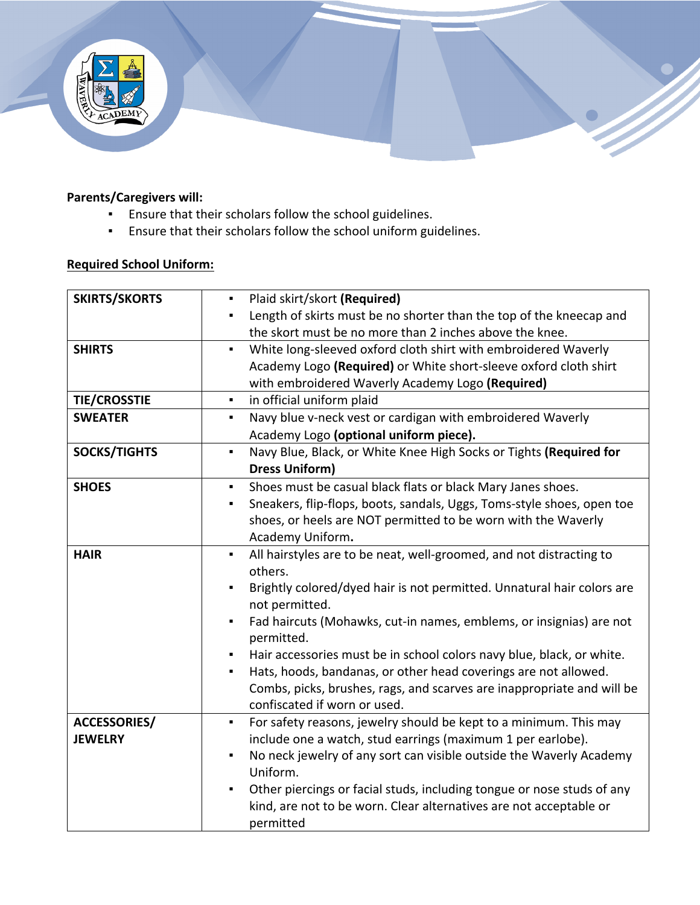**Parents/Caregivers will:**

- Ensure that their scholars follow the school guidelines.
- Ensure that their scholars follow the school uniform guidelines.

**<u>Required School Uniform:</u>**

| | |
|---|---|
| **SKIRTS/SKORTS** | ▪ Plaid skirt/skort **(Required)**<br>▪ Length of skirts must be no shorter than the top of the kneecap and the skort must be no more than 2 inches above the knee. |
| **SHIRTS** | ▪ White long-sleeved oxford cloth shirt with embroidered Waverly Academy Logo **(Required)** or White short-sleeve oxford cloth shirt with embroidered Waverly Academy Logo **(Required)** |
| **TIE/CROSSTIE** | ▪ in official uniform plaid |
| **SWEATER** | ▪ Navy blue v-neck vest or cardigan with embroidered Waverly Academy Logo **(optional uniform piece).** |
| **SOCKS/TIGHTS** | ▪ Navy Blue, Black, or White Knee High Socks or Tights **(Required for Dress Uniform)** |
| **SHOES** | ▪ Shoes must be casual black flats or black Mary Janes shoes.<br>▪ Sneakers, flip-flops, boots, sandals, Uggs, Toms-style shoes, open toe shoes, or heels are NOT permitted to be worn with the Waverly Academy Uniform**.** |
| **HAIR** | ▪ All hairstyles are to be neat, well-groomed, and not distracting to others.<br>▪ Brightly colored/dyed hair is not permitted. Unnatural hair colors are not permitted.<br>▪ Fad haircuts (Mohawks, cut-in names, emblems, or insignias) are not permitted.<br>▪ Hair accessories must be in school colors navy blue, black, or white.<br>▪ Hats, hoods, bandanas, or other head coverings are not allowed. Combs, picks, brushes, rags, and scarves are inappropriate and will be confiscated if worn or used. |
| **ACCESSORIES/ JEWELRY** | ▪ For safety reasons, jewelry should be kept to a minimum. This may include one a watch, stud earrings (maximum 1 per earlobe).<br>▪ No neck jewelry of any sort can visible outside the Waverly Academy Uniform.<br>▪ Other piercings or facial studs, including tongue or nose studs of any kind, are not to be worn. Clear alternatives are not acceptable or permitted |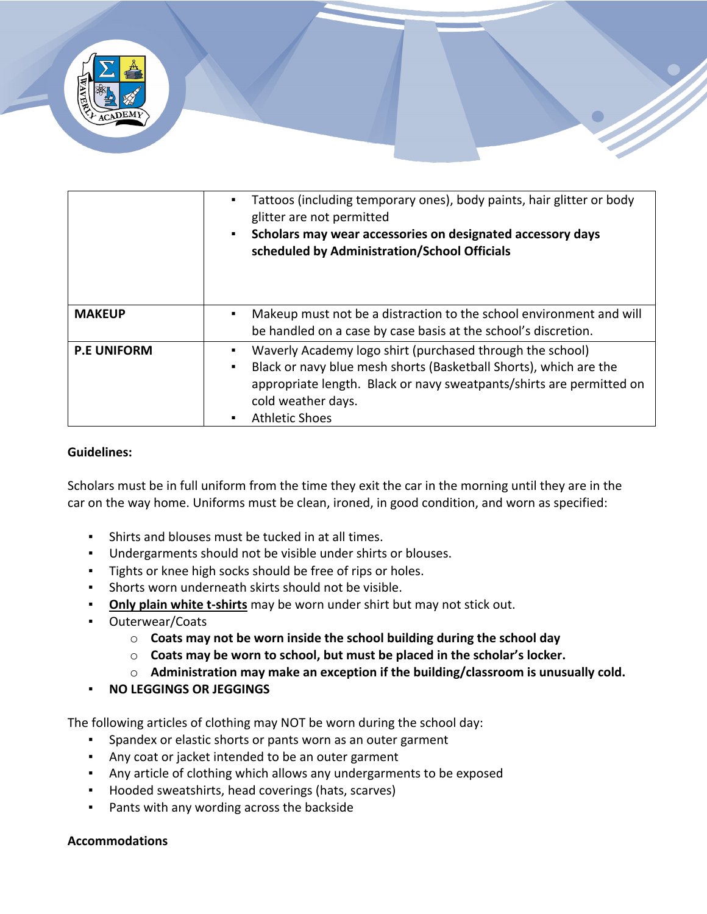| | |
|---|---|
| | ▪ Tattoos (including temporary ones), body paints, hair glitter or body glitter are not permitted<br>▪ **Scholars may wear accessories on designated accessory days scheduled by Administration/School Officials** |
| **MAKEUP** | ▪ Makeup must not be a distraction to the school environment and will be handled on a case by case basis at the school's discretion. |
| **P.E UNIFORM** | ▪ Waverly Academy logo shirt (purchased through the school)<br>▪ Black or navy blue mesh shorts (Basketball Shorts), which are the appropriate length. Black or navy sweatpants/shirts are permitted on cold weather days.<br>▪ Athletic Shoes |

**Guidelines:**

Scholars must be in full uniform from the time they exit the car in the morning until they are in the car on the way home. Uniforms must be clean, ironed, in good condition, and worn as specified:

- Shirts and blouses must be tucked in at all times.
- Undergarments should not be visible under shirts or blouses.
- Tights or knee high socks should be free of rips or holes.
- Shorts worn underneath skirts should not be visible.
- **<u>Only plain white t-shirts</u>** may be worn under shirt but may not stick out.
- Outerwear/Coats
  - **Coats may not be worn inside the school building during the school day**
  - **Coats may be worn to school, but must be placed in the scholar's locker.**
  - **Administration may make an exception if the building/classroom is unusually cold.**
- **NO LEGGINGS OR JEGGINGS**

The following articles of clothing may NOT be worn during the school day:

- Spandex or elastic shorts or pants worn as an outer garment
- Any coat or jacket intended to be an outer garment
- Any article of clothing which allows any undergarments to be exposed
- Hooded sweatshirts, head coverings (hats, scarves)
- Pants with any wording across the backside

**Accommodations**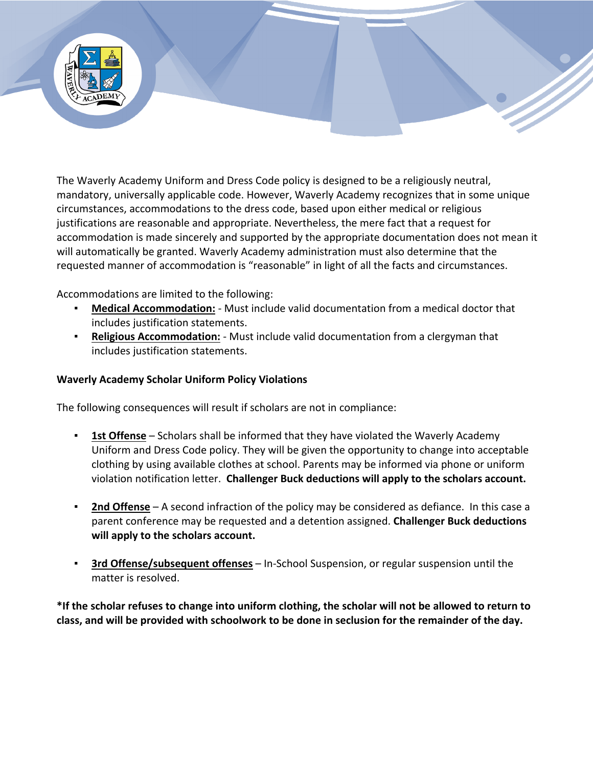The Waverly Academy Uniform and Dress Code policy is designed to be a religiously neutral, mandatory, universally applicable code. However, Waverly Academy recognizes that in some unique circumstances, accommodations to the dress code, based upon either medical or religious justifications are reasonable and appropriate. Nevertheless, the mere fact that a request for accommodation is made sincerely and supported by the appropriate documentation does not mean it will automatically be granted. Waverly Academy administration must also determine that the requested manner of accommodation is "reasonable" in light of all the facts and circumstances.

Accommodations are limited to the following:

- **Medical Accommodation:** - Must include valid documentation from a medical doctor that includes justification statements.
- **Religious Accommodation:** - Must include valid documentation from a clergyman that includes justification statements.

**Waverly Academy Scholar Uniform Policy Violations**

The following consequences will result if scholars are not in compliance:

- **1st Offense** – Scholars shall be informed that they have violated the Waverly Academy Uniform and Dress Code policy. They will be given the opportunity to change into acceptable clothing by using available clothes at school. Parents may be informed via phone or uniform violation notification letter. **Challenger Buck deductions will apply to the scholars account.**

- **2nd Offense** – A second infraction of the policy may be considered as defiance. In this case a parent conference may be requested and a detention assigned. **Challenger Buck deductions will apply to the scholars account.**

- **3rd Offense/subsequent offenses** – In-School Suspension, or regular suspension until the matter is resolved.

***If the scholar refuses to change into uniform clothing, the scholar will not be allowed to return to class, and will be provided with schoolwork to be done in seclusion for the remainder of the day.**